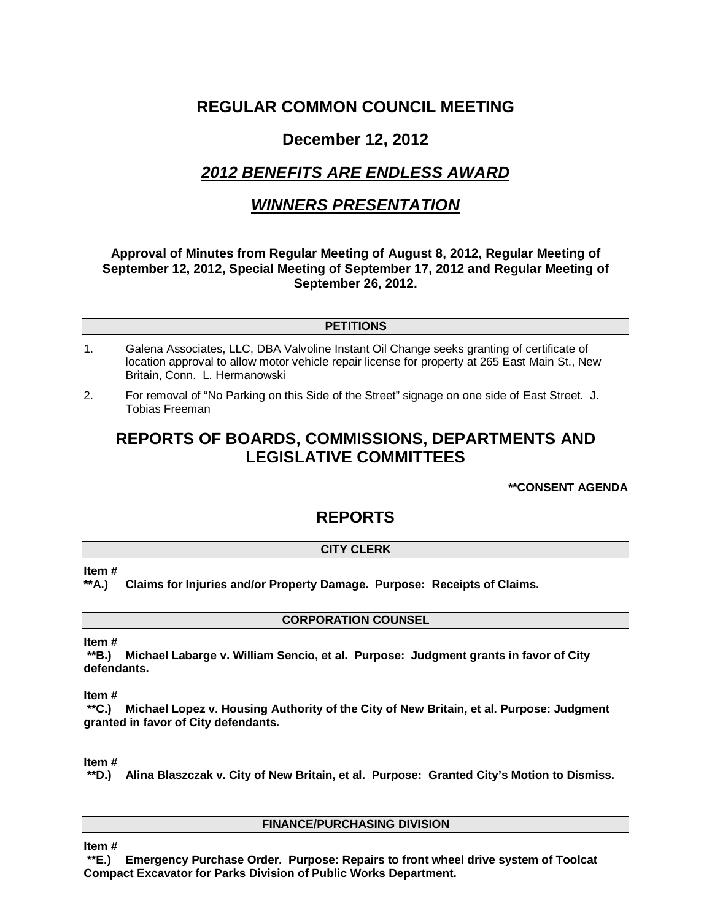# REGULAR COMMON COUNCIL MEETING

## December 12, 2012

## *2012 BENEFITS ARE ENDLESS AWARD*

## *WINNERS PRESENTATION*

**Approval of Minutes from Regular Meeting of August 8, 2012, Regular Meeting of September 12, 2012, Special Meeting of September 17, 2012 and Regular Meeting of September 26, 2012.**

### PETITIONS

1. Galena Associates, LLC, DBA Valvoline Instant Oil Change seeks granting of certificate of location approval to allow motor vehicle repair license for property at 265 East Main St., New Britain, Conn. L. Hermanowski
2. For removal of "No Parking on this Side of the Street" signage on one side of East Street. J. Tobias Freeman

## REPORTS OF BOARDS, COMMISSIONS, DEPARTMENTS AND LEGISLATIVE COMMITTEES

**\*\*CONSENT AGENDA**

## REPORTS

### CITY CLERK

**Item #**
**\*\*A.) Claims for Injuries and/or Property Damage. Purpose: Receipts of Claims.**

### CORPORATION COUNSEL

**Item #**
**\*\*B.) Michael Labarge v. William Sencio, et al. Purpose: Judgment grants in favor of City defendants.**

**Item #**
**\*\*C.) Michael Lopez v. Housing Authority of the City of New Britain, et al. Purpose: Judgment granted in favor of City defendants.**

**Item #**
**\*\*D.) Alina Blaszczak v. City of New Britain, et al. Purpose: Granted City's Motion to Dismiss.**

### FINANCE/PURCHASING DIVISION

**Item #**
**\*\*E.) Emergency Purchase Order. Purpose: Repairs to front wheel drive system of Toolcat Compact Excavator for Parks Division of Public Works Department.**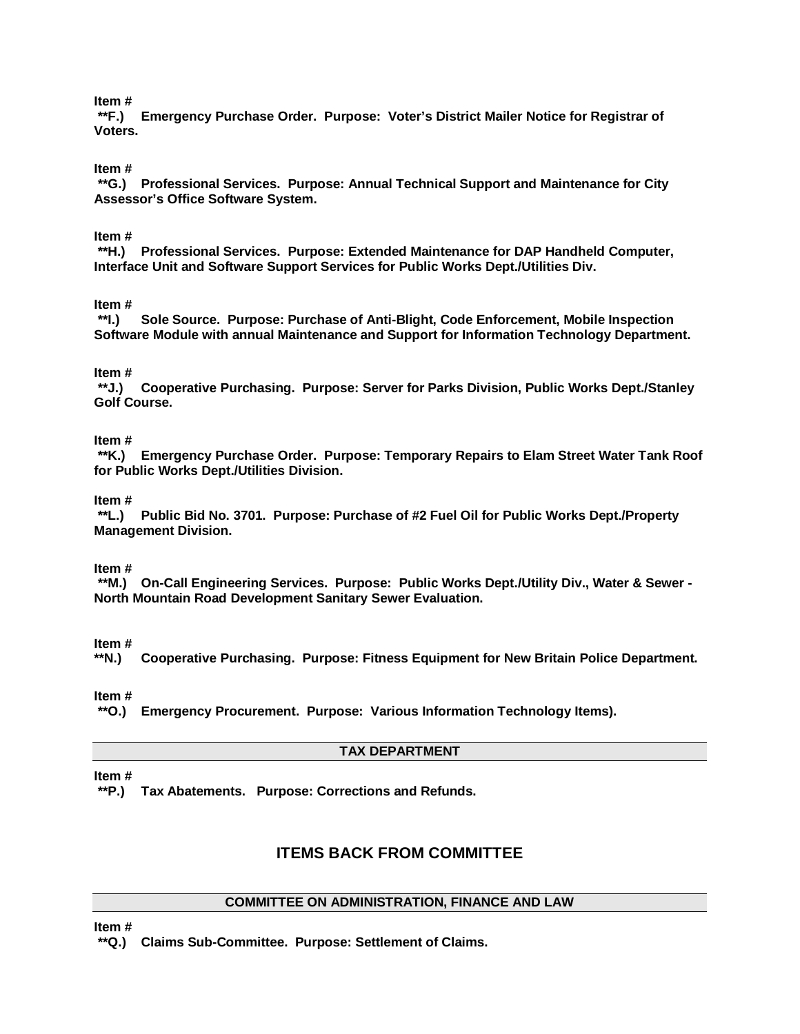**Item #**
**\*\*F.) Emergency Purchase Order. Purpose: Voter's District Mailer Notice for Registrar of Voters.**

**Item #**
**\*\*G.) Professional Services. Purpose: Annual Technical Support and Maintenance for City Assessor's Office Software System.**

**Item #**
**\*\*H.) Professional Services. Purpose: Extended Maintenance for DAP Handheld Computer, Interface Unit and Software Support Services for Public Works Dept./Utilities Div.**

**Item #**
**\*\*I.) Sole Source. Purpose: Purchase of Anti-Blight, Code Enforcement, Mobile Inspection Software Module with annual Maintenance and Support for Information Technology Department.**

**Item #**
**\*\*J.) Cooperative Purchasing. Purpose: Server for Parks Division, Public Works Dept./Stanley Golf Course.**

**Item #**
**\*\*K.) Emergency Purchase Order. Purpose: Temporary Repairs to Elam Street Water Tank Roof for Public Works Dept./Utilities Division.**

**Item #**
**\*\*L.) Public Bid No. 3701. Purpose: Purchase of #2 Fuel Oil for Public Works Dept./Property Management Division.**

**Item #**
**\*\*M.) On-Call Engineering Services. Purpose: Public Works Dept./Utility Div., Water & Sewer - North Mountain Road Development Sanitary Sewer Evaluation.**

**Item #**
**\*\*N.) Cooperative Purchasing. Purpose: Fitness Equipment for New Britain Police Department.**

**Item #**
**\*\*O.) Emergency Procurement. Purpose: Various Information Technology Items).**

### TAX DEPARTMENT

**Item #**
**\*\*P.) Tax Abatements. Purpose: Corrections and Refunds.**

## ITEMS BACK FROM COMMITTEE

### COMMITTEE ON ADMINISTRATION, FINANCE AND LAW

**Item #**
**\*\*Q.) Claims Sub-Committee. Purpose: Settlement of Claims.**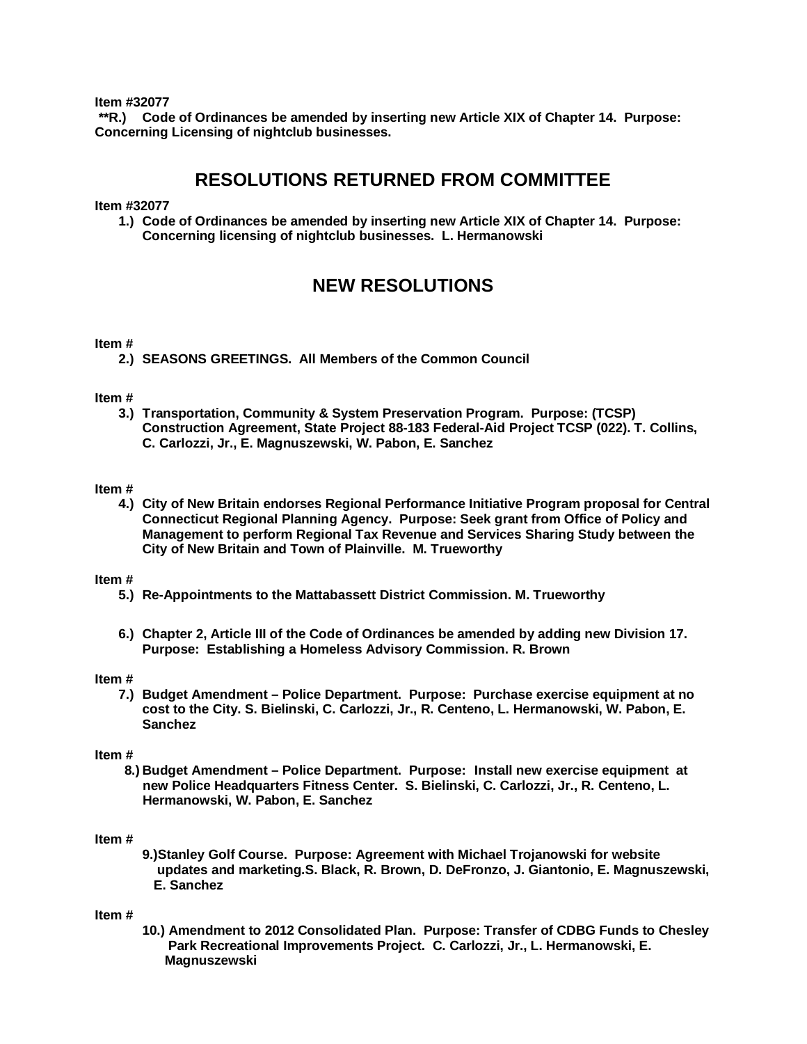**Item #32077**

**\*\*R.) Code of Ordinances be amended by inserting new Article XIX of Chapter 14. Purpose: Concerning Licensing of nightclub businesses.**

## RESOLUTIONS RETURNED FROM COMMITTEE

**Item #32077**

1.) **Code of Ordinances be amended by inserting new Article XIX of Chapter 14. Purpose: Concerning licensing of nightclub businesses. L. Hermanowski**

## NEW RESOLUTIONS

**Item #**

2.) **SEASONS GREETINGS. All Members of the Common Council**

**Item #**

3.) **Transportation, Community & System Preservation Program. Purpose: (TCSP) Construction Agreement, State Project 88-183 Federal-Aid Project TCSP (022). T. Collins, C. Carlozzi, Jr., E. Magnuszewski, W. Pabon, E. Sanchez**

**Item #**

4.) **City of New Britain endorses Regional Performance Initiative Program proposal for Central Connecticut Regional Planning Agency. Purpose: Seek grant from Office of Policy and Management to perform Regional Tax Revenue and Services Sharing Study between the City of New Britain and Town of Plainville. M. Trueworthy**

**Item #**

5.) **Re-Appointments to the Mattabassett District Commission. M. Trueworthy**

6.) **Chapter 2, Article III of the Code of Ordinances be amended by adding new Division 17. Purpose: Establishing a Homeless Advisory Commission. R. Brown**

**Item #**

7.) **Budget Amendment – Police Department. Purpose: Purchase exercise equipment at no cost to the City. S. Bielinski, C. Carlozzi, Jr., R. Centeno, L. Hermanowski, W. Pabon, E. Sanchez**

**Item #**

8.) **Budget Amendment – Police Department. Purpose: Install new exercise equipment at new Police Headquarters Fitness Center. S. Bielinski, C. Carlozzi, Jr., R. Centeno, L. Hermanowski, W. Pabon, E. Sanchez**

**Item #**

9.) **Stanley Golf Course. Purpose: Agreement with Michael Trojanowski for website updates and marketing.S. Black, R. Brown, D. DeFronzo, J. Giantonio, E. Magnuszewski, E. Sanchez**

**Item #**

10.) **Amendment to 2012 Consolidated Plan. Purpose: Transfer of CDBG Funds to Chesley Park Recreational Improvements Project. C. Carlozzi, Jr., L. Hermanowski, E. Magnuszewski**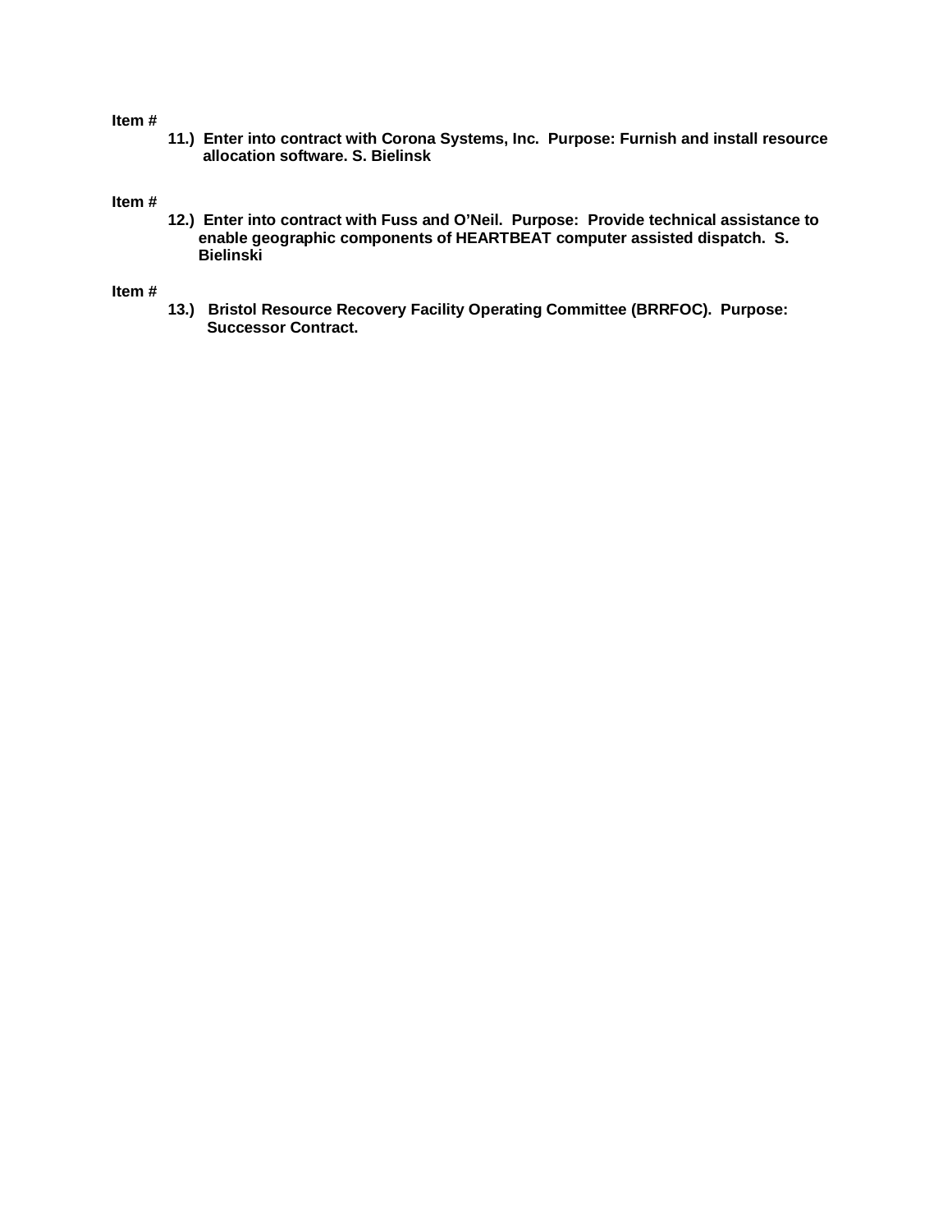**Item #**

**11.) Enter into contract with Corona Systems, Inc. Purpose: Furnish and install resource allocation software. S. Bielinsk**

**Item #**

**12.) Enter into contract with Fuss and O'Neil. Purpose: Provide technical assistance to enable geographic components of HEARTBEAT computer assisted dispatch. S. Bielinski**

**Item #**

**13.) Bristol Resource Recovery Facility Operating Committee (BRRFOC). Purpose: Successor Contract.**